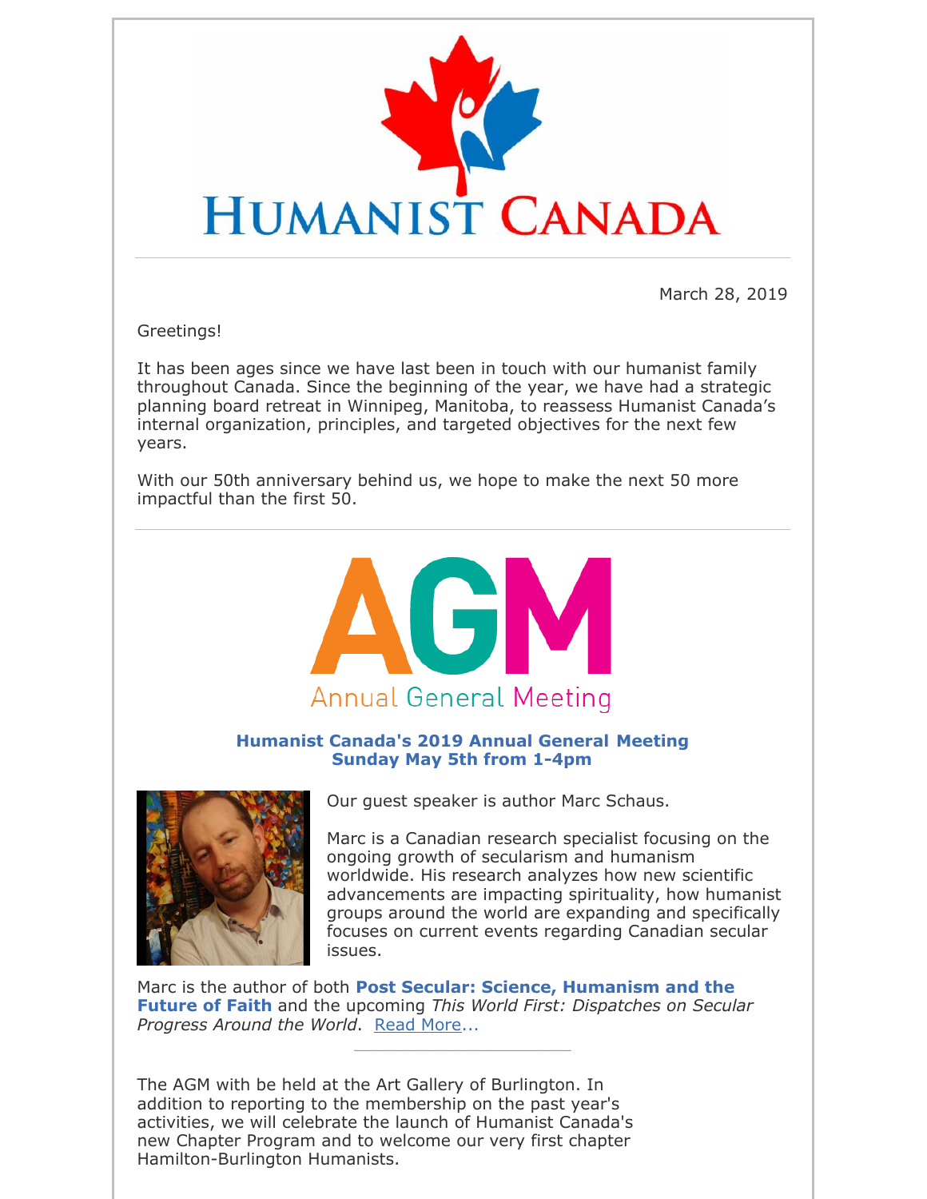# HUMANIST CANADA

March 28, 2019

Greetings!

It has been ages since we have last been in touch with our humanist family throughout Canada. Since the beginning of the year, we have had a strategic planning board retreat in Winnipeg, Manitoba, to reassess Humanist Canada's internal organization, principles, and targeted objectives for the next few years.

With our 50th anniversary behind us, we hope to make the next 50 more impactful than the first 50.

---

## AGM

Annual General Meeting

### Humanist Canada's 2019 Annual General Meeting
### Sunday May 5th from 1-4pm

Our guest speaker is author Marc Schaus.

Marc is a Canadian research specialist focusing on the ongoing growth of secularism and humanism worldwide. His research analyzes how new scientific advancements are impacting spirituality, how humanist groups around the world are expanding and specifically focuses on current events regarding Canadian secular issues.

Marc is the author of both **Post Secular: Science, Humanism and the Future of Faith** and the upcoming *This World First: Dispatches on Secular Progress Around the World*. Read More...

---

The AGM with be held at the Art Gallery of Burlington. In addition to reporting to the membership on the past year's activities, we will celebrate the launch of Humanist Canada's new Chapter Program and to welcome our very first chapter Hamilton-Burlington Humanists.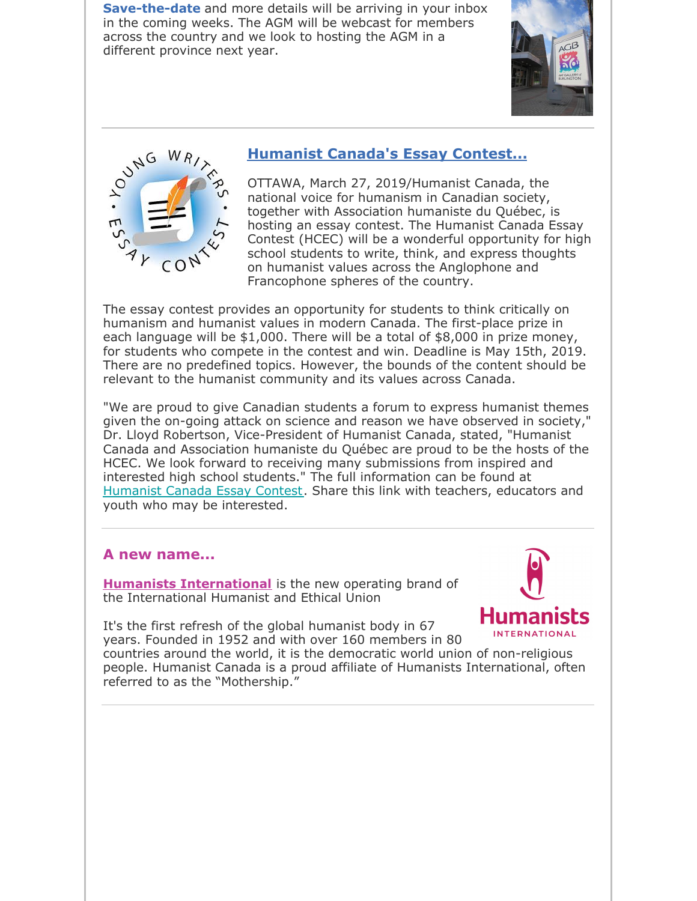**Save-the-date** and more details will be arriving in your inbox in the coming weeks. The AGM will be webcast for members across the country and we look to hosting the AGM in a different province next year.

## Humanist Canada's Essay Contest...

OTTAWA, March 27, 2019/Humanist Canada, the national voice for humanism in Canadian society, together with Association humaniste du Québec, is hosting an essay contest. The Humanist Canada Essay Contest (HCEC) will be a wonderful opportunity for high school students to write, think, and express thoughts on humanist values across the Anglophone and Francophone spheres of the country.

The essay contest provides an opportunity for students to think critically on humanism and humanist values in modern Canada. The first-place prize in each language will be $1,000. There will be a total of $8,000 in prize money, for students who compete in the contest and win. Deadline is May 15th, 2019. There are no predefined topics. However, the bounds of the content should be relevant to the humanist community and its values across Canada.

"We are proud to give Canadian students a forum to express humanist themes given the on-going attack on science and reason we have observed in society," Dr. Lloyd Robertson, Vice-President of Humanist Canada, stated, "Humanist Canada and Association humaniste du Québec are proud to be the hosts of the HCEC. We look forward to receiving many submissions from inspired and interested high school students." The full information can be found at Humanist Canada Essay Contest. Share this link with teachers, educators and youth who may be interested.

## A new name...

**Humanists International** is the new operating brand of the International Humanist and Ethical Union

It's the first refresh of the global humanist body in 67 years. Founded in 1952 and with over 160 members in 80 countries around the world, it is the democratic world union of non-religious people. Humanist Canada is a proud affiliate of Humanists International, often referred to as the "Mothership."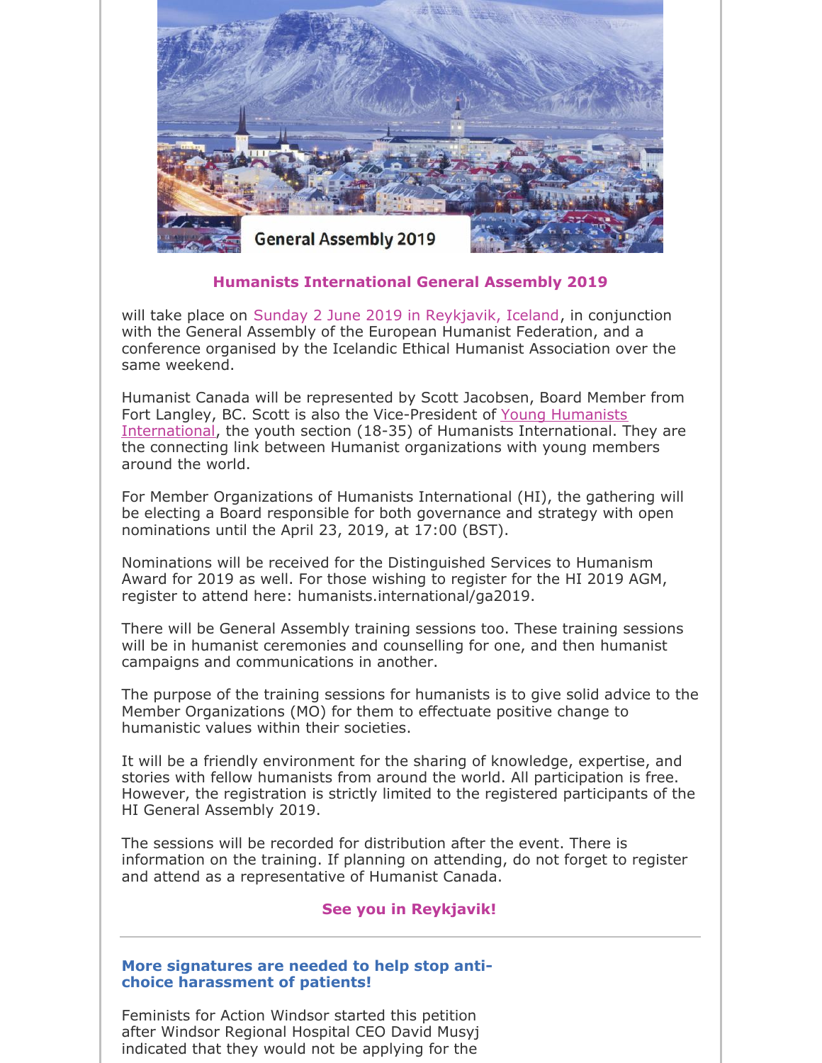## Humanists International General Assembly 2019

will take place on Sunday 2 June 2019 in Reykjavik, Iceland, in conjunction with the General Assembly of the European Humanist Federation, and a conference organised by the Icelandic Ethical Humanist Association over the same weekend.

Humanist Canada will be represented by Scott Jacobsen, Board Member from Fort Langley, BC. Scott is also the Vice-President of Young Humanists International, the youth section (18-35) of Humanists International. They are the connecting link between Humanist organizations with young members around the world.

For Member Organizations of Humanists International (HI), the gathering will be electing a Board responsible for both governance and strategy with open nominations until the April 23, 2019, at 17:00 (BST).

Nominations will be received for the Distinguished Services to Humanism Award for 2019 as well. For those wishing to register for the HI 2019 AGM, register to attend here: humanists.international/ga2019.

There will be General Assembly training sessions too. These training sessions will be in humanist ceremonies and counselling for one, and then humanist campaigns and communications in another.

The purpose of the training sessions for humanists is to give solid advice to the Member Organizations (MO) for them to effectuate positive change to humanistic values within their societies.

It will be a friendly environment for the sharing of knowledge, expertise, and stories with fellow humanists from around the world. All participation is free. However, the registration is strictly limited to the registered participants of the HI General Assembly 2019.

The sessions will be recorded for distribution after the event. There is information on the training. If planning on attending, do not forget to register and attend as a representative of Humanist Canada.

**See you in Reykjavik!**

---

### More signatures are needed to help stop anti-choice harassment of patients!

Feminists for Action Windsor started this petition after Windsor Regional Hospital CEO David Musyj indicated that they would not be applying for the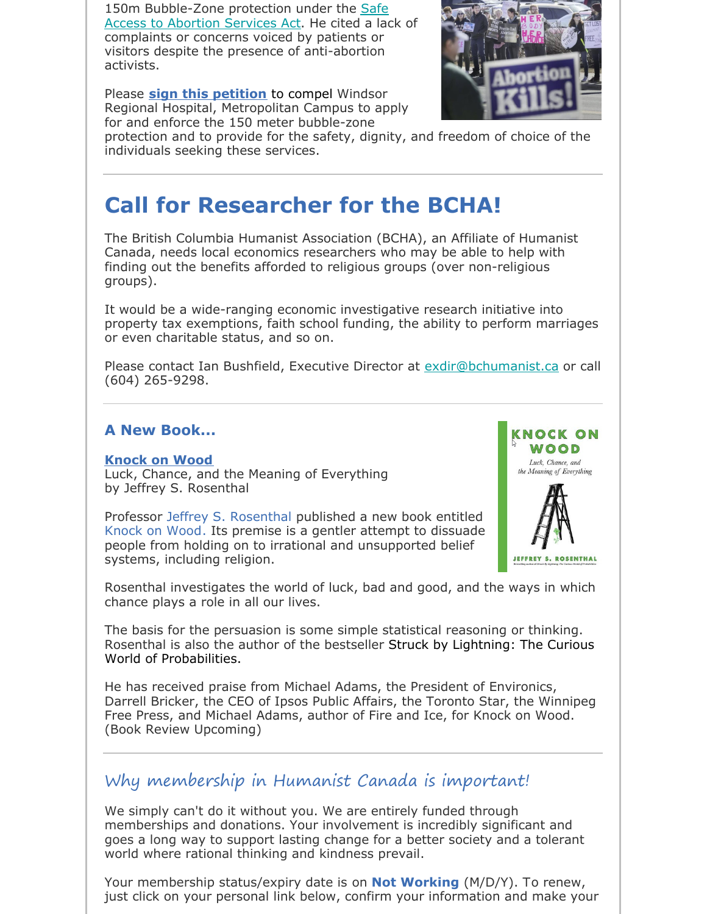150m Bubble-Zone protection under the Safe Access to Abortion Services Act. He cited a lack of complaints or concerns voiced by patients or visitors despite the presence of anti-abortion activists.

Please **sign this petition** to compel Windsor Regional Hospital, Metropolitan Campus to apply for and enforce the 150 meter bubble-zone protection and to provide for the safety, dignity, and freedom of choice of the individuals seeking these services.

---

# Call for Researcher for the BCHA!

The British Columbia Humanist Association (BCHA), an Affiliate of Humanist Canada, needs local economics researchers who may be able to help with finding out the benefits afforded to religious groups (over non-religious groups).

It would be a wide-ranging economic investigative research initiative into property tax exemptions, faith school funding, the ability to perform marriages or even charitable status, and so on.

Please contact Ian Bushfield, Executive Director at exdir@bchumanist.ca or call (604) 265-9298.

---

### A New Book...

**Knock on Wood**
Luck, Chance, and the Meaning of Everything
by Jeffrey S. Rosenthal

Professor Jeffrey S. Rosenthal published a new book entitled Knock on Wood. Its premise is a gentler attempt to dissuade people from holding on to irrational and unsupported belief systems, including religion.

Rosenthal investigates the world of luck, bad and good, and the ways in which chance plays a role in all our lives.

The basis for the persuasion is some simple statistical reasoning or thinking. Rosenthal is also the author of the bestseller Struck by Lightning: The Curious World of Probabilities.

He has received praise from Michael Adams, the President of Environics, Darrell Bricker, the CEO of Ipsos Public Affairs, the Toronto Star, the Winnipeg Free Press, and Michael Adams, author of Fire and Ice, for Knock on Wood. (Book Review Upcoming)

---

## Why membership in Humanist Canada is important!

We simply can't do it without you. We are entirely funded through memberships and donations. Your involvement is incredibly significant and goes a long way to support lasting change for a better society and a tolerant world where rational thinking and kindness prevail.

Your membership status/expiry date is on **Not Working** (M/D/Y). To renew, just click on your personal link below, confirm your information and make your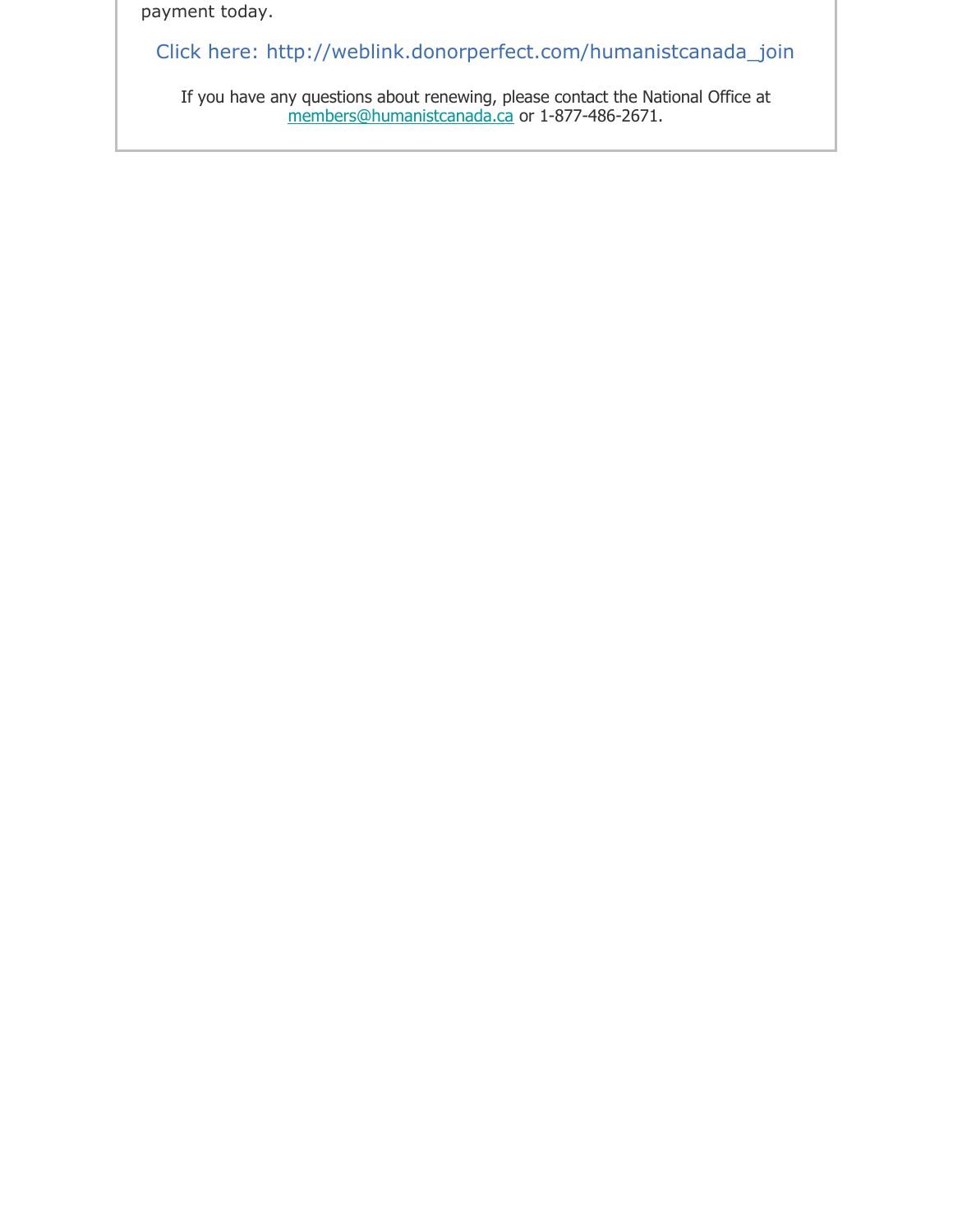payment today.

Click here: http://weblink.donorperfect.com/humanistcanada_join

If you have any questions about renewing, please contact the National Office at members@humanistcanada.ca or 1-877-486-2671.